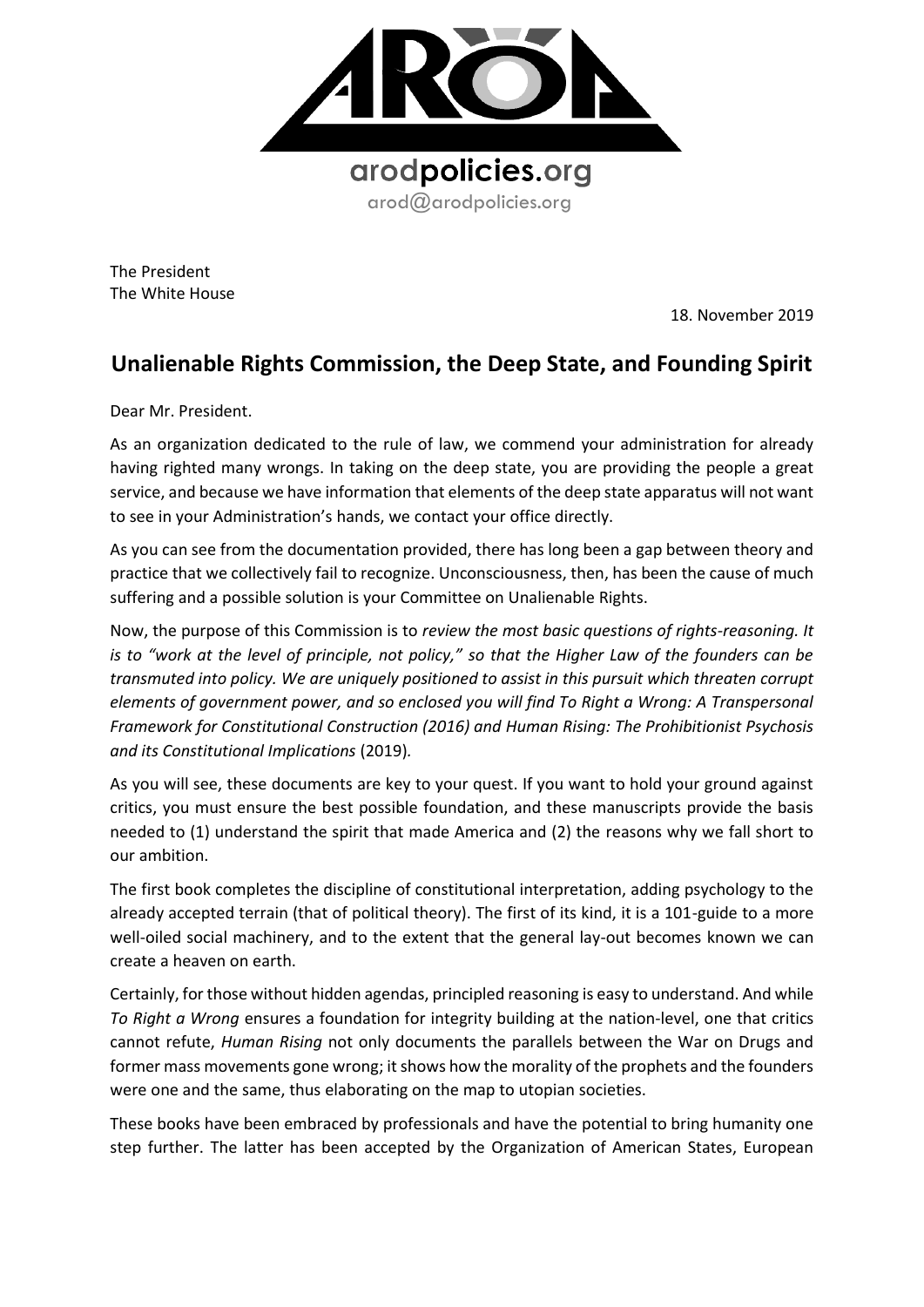arodpolicies.org

arod@arodpolicies.org

The President
The White House

18. November 2019

## Unalienable Rights Commission, the Deep State, and Founding Spirit

Dear Mr. President.

As an organization dedicated to the rule of law, we commend your administration for already having righted many wrongs. In taking on the deep state, you are providing the people a great service, and because we have information that elements of the deep state apparatus will not want to see in your Administration's hands, we contact your office directly.

As you can see from the documentation provided, there has long been a gap between theory and practice that we collectively fail to recognize. Unconsciousness, then, has been the cause of much suffering and a possible solution is your Committee on Unalienable Rights.

Now, the purpose of this Commission is to *review the most basic questions of rights-reasoning. It is to "work at the level of principle, not policy," so that the Higher Law of the founders can be transmuted into policy. We are uniquely positioned to assist in this pursuit which threaten corrupt elements of government power, and so enclosed you will find To Right a Wrong: A Transpersonal Framework for Constitutional Construction (2016) and Human Rising: The Prohibitionist Psychosis and its Constitutional Implications* (2019).

As you will see, these documents are key to your quest. If you want to hold your ground against critics, you must ensure the best possible foundation, and these manuscripts provide the basis needed to (1) understand the spirit that made America and (2) the reasons why we fall short to our ambition.

The first book completes the discipline of constitutional interpretation, adding psychology to the already accepted terrain (that of political theory). The first of its kind, it is a 101-guide to a more well-oiled social machinery, and to the extent that the general lay-out becomes known we can create a heaven on earth.

Certainly, for those without hidden agendas, principled reasoning is easy to understand. And while *To Right a Wrong* ensures a foundation for integrity building at the nation-level, one that critics cannot refute, *Human Rising* not only documents the parallels between the War on Drugs and former mass movements gone wrong; it shows how the morality of the prophets and the founders were one and the same, thus elaborating on the map to utopian societies.

These books have been embraced by professionals and have the potential to bring humanity one step further. The latter has been accepted by the Organization of American States, European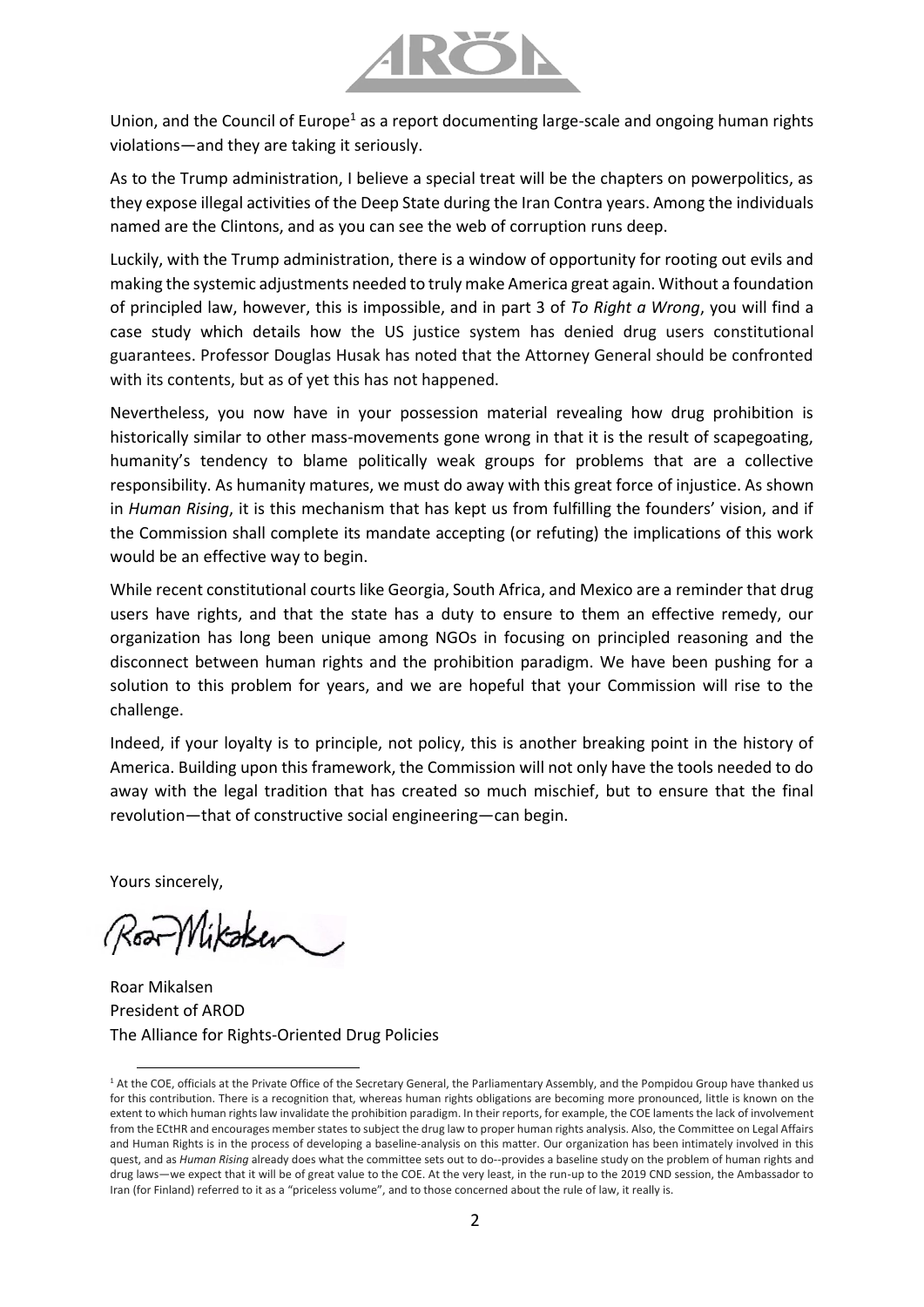Union, and the Council of Europe[1] as a report documenting large-scale and ongoing human rights violations—and they are taking it seriously.

As to the Trump administration, I believe a special treat will be the chapters on powerpolitics, as they expose illegal activities of the Deep State during the Iran Contra years. Among the individuals named are the Clintons, and as you can see the web of corruption runs deep.

Luckily, with the Trump administration, there is a window of opportunity for rooting out evils and making the systemic adjustments needed to truly make America great again. Without a foundation of principled law, however, this is impossible, and in part 3 of *To Right a Wrong*, you will find a case study which details how the US justice system has denied drug users constitutional guarantees. Professor Douglas Husak has noted that the Attorney General should be confronted with its contents, but as of yet this has not happened.

Nevertheless, you now have in your possession material revealing how drug prohibition is historically similar to other mass-movements gone wrong in that it is the result of scapegoating, humanity's tendency to blame politically weak groups for problems that are a collective responsibility. As humanity matures, we must do away with this great force of injustice. As shown in *Human Rising*, it is this mechanism that has kept us from fulfilling the founders' vision, and if the Commission shall complete its mandate accepting (or refuting) the implications of this work would be an effective way to begin.

While recent constitutional courts like Georgia, South Africa, and Mexico are a reminder that drug users have rights, and that the state has a duty to ensure to them an effective remedy, our organization has long been unique among NGOs in focusing on principled reasoning and the disconnect between human rights and the prohibition paradigm. We have been pushing for a solution to this problem for years, and we are hopeful that your Commission will rise to the challenge.

Indeed, if your loyalty is to principle, not policy, this is another breaking point in the history of America. Building upon this framework, the Commission will not only have the tools needed to do away with the legal tradition that has created so much mischief, but to ensure that the final revolution—that of constructive social engineering—can begin.

Yours sincerely,

Roar Mikalsen
President of AROD
The Alliance for Rights-Oriented Drug Policies

---

[1] At the COE, officials at the Private Office of the Secretary General, the Parliamentary Assembly, and the Pompidou Group have thanked us for this contribution. There is a recognition that, whereas human rights obligations are becoming more pronounced, little is known on the extent to which human rights law invalidate the prohibition paradigm. In their reports, for example, the COE laments the lack of involvement from the ECtHR and encourages member states to subject the drug law to proper human rights analysis. Also, the Committee on Legal Affairs and Human Rights is in the process of developing a baseline-analysis on this matter. Our organization has been intimately involved in this quest, and as *Human Rising* already does what the committee sets out to do--provides a baseline study on the problem of human rights and drug laws—we expect that it will be of great value to the COE. At the very least, in the run-up to the 2019 CND session, the Ambassador to Iran (for Finland) referred to it as a "priceless volume", and to those concerned about the rule of law, it really is.